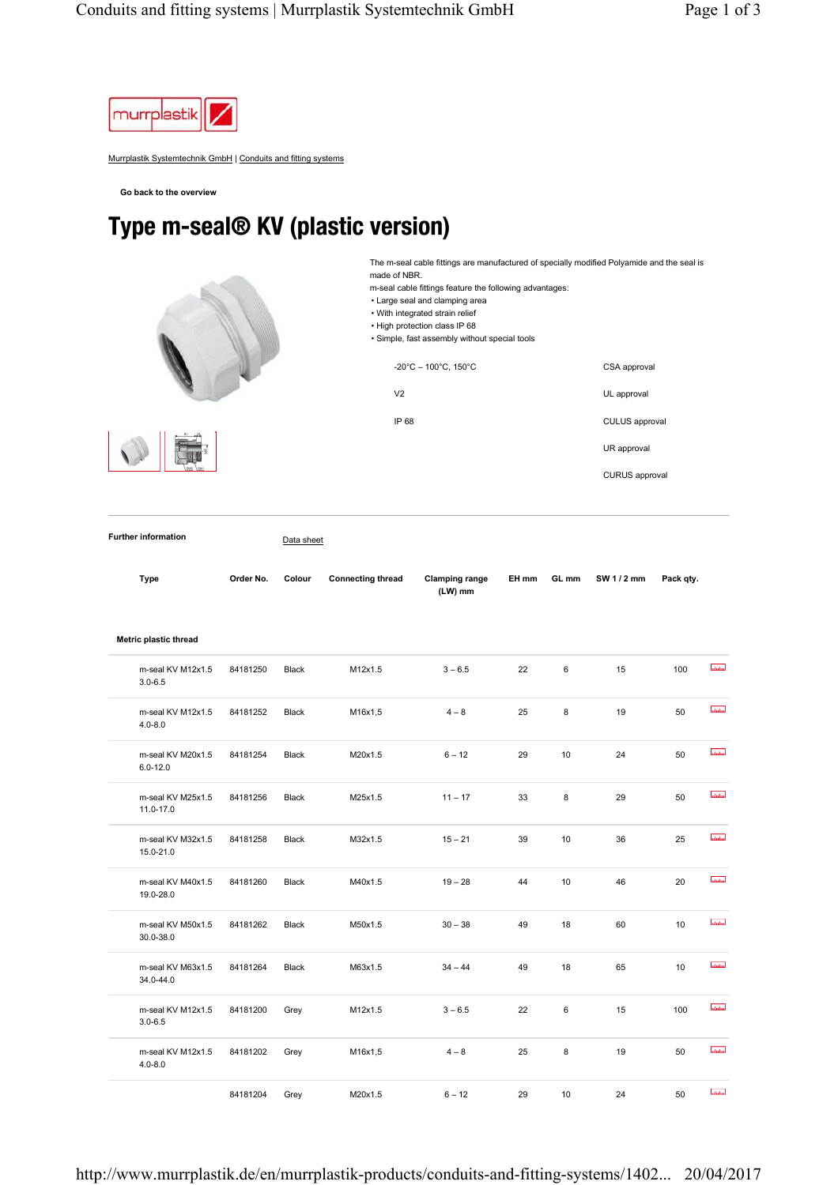Murrplastik Systemtechnik GmbH | Conduits and fitting systems

**Go back to the overview**

# Type m-seal® KV (plastic version)

The m-seal cable fittings are manufactured of specially modified Polyamide and the seal is made of NBR.
m-seal cable fittings feature the following advantages:
• Large seal and clamping area
• With integrated strain relief
• High protection class IP 68
• Simple, fast assembly without special tools

| | |
|---|---|
| -20°C – 100°C, 150°C | CSA approval |
| V2 | UL approval |
| IP 68 | CULUS approval |
| | UR approval |
| | CURUS approval |

**Further information** Data sheet

| Type | Order No. | Colour | Connecting thread | Clamping range (LW) mm | EH mm | GL mm | SW 1 / 2 mm | Pack qty. |
|---|---|---|---|---|---|---|---|---|
| **Metric plastic thread** | | | | | | | | |
| m-seal KV M12x1.5 3.0-6.5 | 84181250 | Black | M12x1.5 | 3 – 6.5 | 22 | 6 | 15 | 100 |
| m-seal KV M12x1.5 4.0-8.0 | 84181252 | Black | M16x1,5 | 4 – 8 | 25 | 8 | 19 | 50 |
| m-seal KV M20x1.5 6.0-12.0 | 84181254 | Black | M20x1.5 | 6 – 12 | 29 | 10 | 24 | 50 |
| m-seal KV M25x1.5 11.0-17.0 | 84181256 | Black | M25x1.5 | 11 – 17 | 33 | 8 | 29 | 50 |
| m-seal KV M32x1.5 15.0-21.0 | 84181258 | Black | M32x1.5 | 15 – 21 | 39 | 10 | 36 | 25 |
| m-seal KV M40x1.5 19.0-28.0 | 84181260 | Black | M40x1.5 | 19 – 28 | 44 | 10 | 46 | 20 |
| m-seal KV M50x1.5 30.0-38.0 | 84181262 | Black | M50x1.5 | 30 – 38 | 49 | 18 | 60 | 10 |
| m-seal KV M63x1.5 34.0-44.0 | 84181264 | Black | M63x1.5 | 34 – 44 | 49 | 18 | 65 | 10 |
| m-seal KV M12x1.5 3.0-6.5 | 84181200 | Grey | M12x1.5 | 3 – 6.5 | 22 | 6 | 15 | 100 |
| m-seal KV M12x1.5 4.0-8.0 | 84181202 | Grey | M16x1,5 | 4 – 8 | 25 | 8 | 19 | 50 |
| | 84181204 | Grey | M20x1.5 | 6 – 12 | 29 | 10 | 24 | 50 |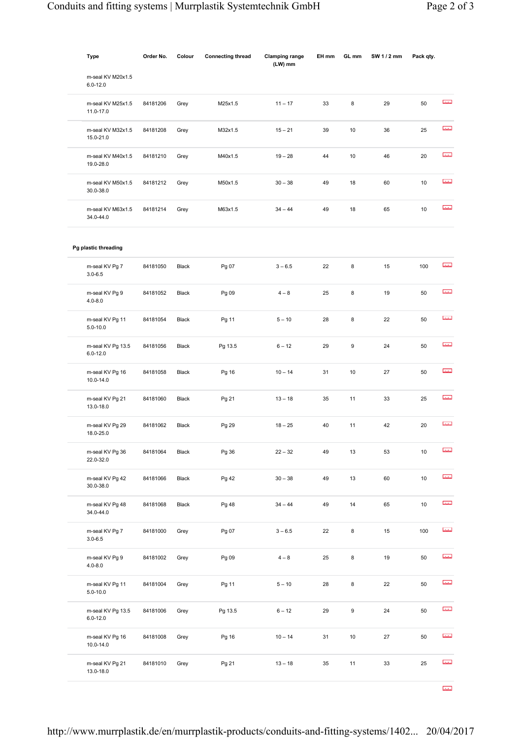| Type | Order No. | Colour | Connecting thread | Clamping range (LW) mm | EH mm | GL mm | SW 1 / 2 mm | Pack qty. |
|---|---|---|---|---|---|---|---|---|
| m-seal KV M20x1.5 6.0-12.0 | | | | | | | | |
| m-seal KV M25x1.5 11.0-17.0 | 84181206 | Grey | M25x1.5 | 11 – 17 | 33 | 8 | 29 | 50 |
| m-seal KV M32x1.5 15.0-21.0 | 84181208 | Grey | M32x1.5 | 15 – 21 | 39 | 10 | 36 | 25 |
| m-seal KV M40x1.5 19.0-28.0 | 84181210 | Grey | M40x1.5 | 19 – 28 | 44 | 10 | 46 | 20 |
| m-seal KV M50x1.5 30.0-38.0 | 84181212 | Grey | M50x1.5 | 30 – 38 | 49 | 18 | 60 | 10 |
| m-seal KV M63x1.5 34.0-44.0 | 84181214 | Grey | M63x1.5 | 34 – 44 | 49 | 18 | 65 | 10 |

**Pg plastic threading**

| Type | Order No. | Colour | Connecting thread | Clamping range (LW) mm | EH mm | GL mm | SW 1 / 2 mm | Pack qty. |
|---|---|---|---|---|---|---|---|---|
| m-seal KV Pg 7 3.0-6.5 | 84181050 | Black | Pg 07 | 3 – 6.5 | 22 | 8 | 15 | 100 |
| m-seal KV Pg 9 4.0-8.0 | 84181052 | Black | Pg 09 | 4 – 8 | 25 | 8 | 19 | 50 |
| m-seal KV Pg 11 5.0-10.0 | 84181054 | Black | Pg 11 | 5 – 10 | 28 | 8 | 22 | 50 |
| m-seal KV Pg 13.5 6.0-12.0 | 84181056 | Black | Pg 13.5 | 6 – 12 | 29 | 9 | 24 | 50 |
| m-seal KV Pg 16 10.0-14.0 | 84181058 | Black | Pg 16 | 10 – 14 | 31 | 10 | 27 | 50 |
| m-seal KV Pg 21 13.0-18.0 | 84181060 | Black | Pg 21 | 13 – 18 | 35 | 11 | 33 | 25 |
| m-seal KV Pg 29 18.0-25.0 | 84181062 | Black | Pg 29 | 18 – 25 | 40 | 11 | 42 | 20 |
| m-seal KV Pg 36 22.0-32.0 | 84181064 | Black | Pg 36 | 22 – 32 | 49 | 13 | 53 | 10 |
| m-seal KV Pg 42 30.0-38.0 | 84181066 | Black | Pg 42 | 30 – 38 | 49 | 13 | 60 | 10 |
| m-seal KV Pg 48 34.0-44.0 | 84181068 | Black | Pg 48 | 34 – 44 | 49 | 14 | 65 | 10 |
| m-seal KV Pg 7 3.0-6.5 | 84181000 | Grey | Pg 07 | 3 – 6.5 | 22 | 8 | 15 | 100 |
| m-seal KV Pg 9 4.0-8.0 | 84181002 | Grey | Pg 09 | 4 – 8 | 25 | 8 | 19 | 50 |
| m-seal KV Pg 11 5.0-10.0 | 84181004 | Grey | Pg 11 | 5 – 10 | 28 | 8 | 22 | 50 |
| m-seal KV Pg 13.5 6.0-12.0 | 84181006 | Grey | Pg 13.5 | 6 – 12 | 29 | 9 | 24 | 50 |
| m-seal KV Pg 16 10.0-14.0 | 84181008 | Grey | Pg 16 | 10 – 14 | 31 | 10 | 27 | 50 |
| m-seal KV Pg 21 13.0-18.0 | 84181010 | Grey | Pg 21 | 13 – 18 | 35 | 11 | 33 | 25 |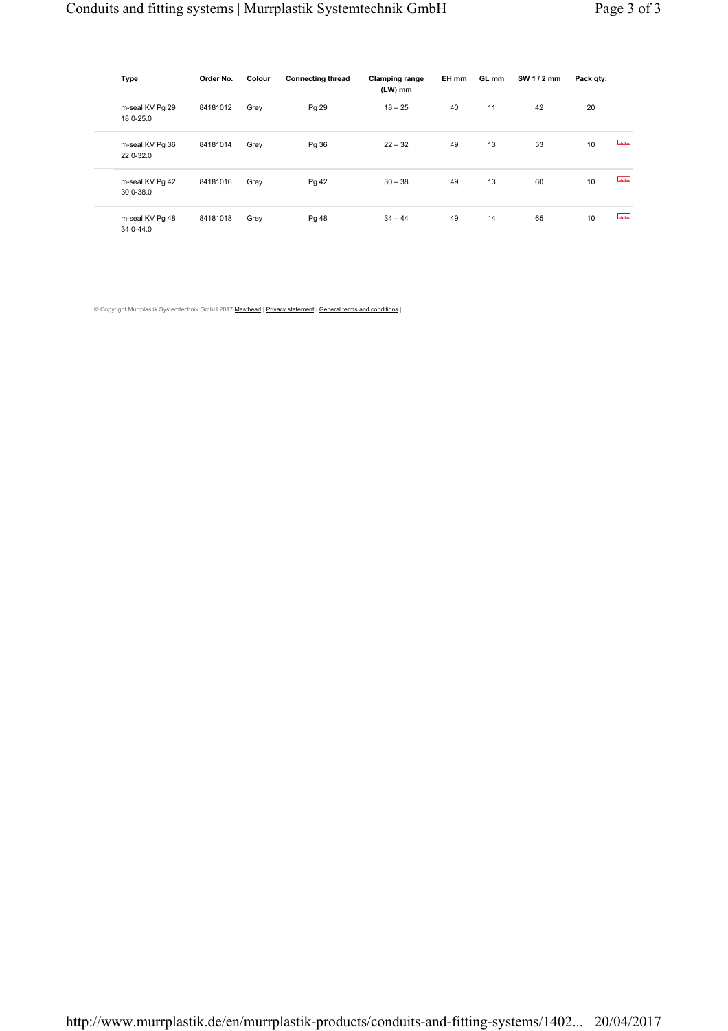| Type | Order No. | Colour | Connecting thread | Clamping range (LW) mm | EH mm | GL mm | SW 1 / 2 mm | Pack qty. |
|---|---|---|---|---|---|---|---|---|
| m-seal KV Pg 29 18.0-25.0 | 84181012 | Grey | Pg 29 | 18 – 25 | 40 | 11 | 42 | 20 |
| m-seal KV Pg 36 22.0-32.0 | 84181014 | Grey | Pg 36 | 22 – 32 | 49 | 13 | 53 | 10 |
| m-seal KV Pg 42 30.0-38.0 | 84181016 | Grey | Pg 42 | 30 – 38 | 49 | 13 | 60 | 10 |
| m-seal KV Pg 48 34.0-44.0 | 84181018 | Grey | Pg 48 | 34 – 44 | 49 | 14 | 65 | 10 |

© Copyright Murrplastik Systemtechnik GmbH 2017 Masthead | Privacy statement | General terms and conditions |